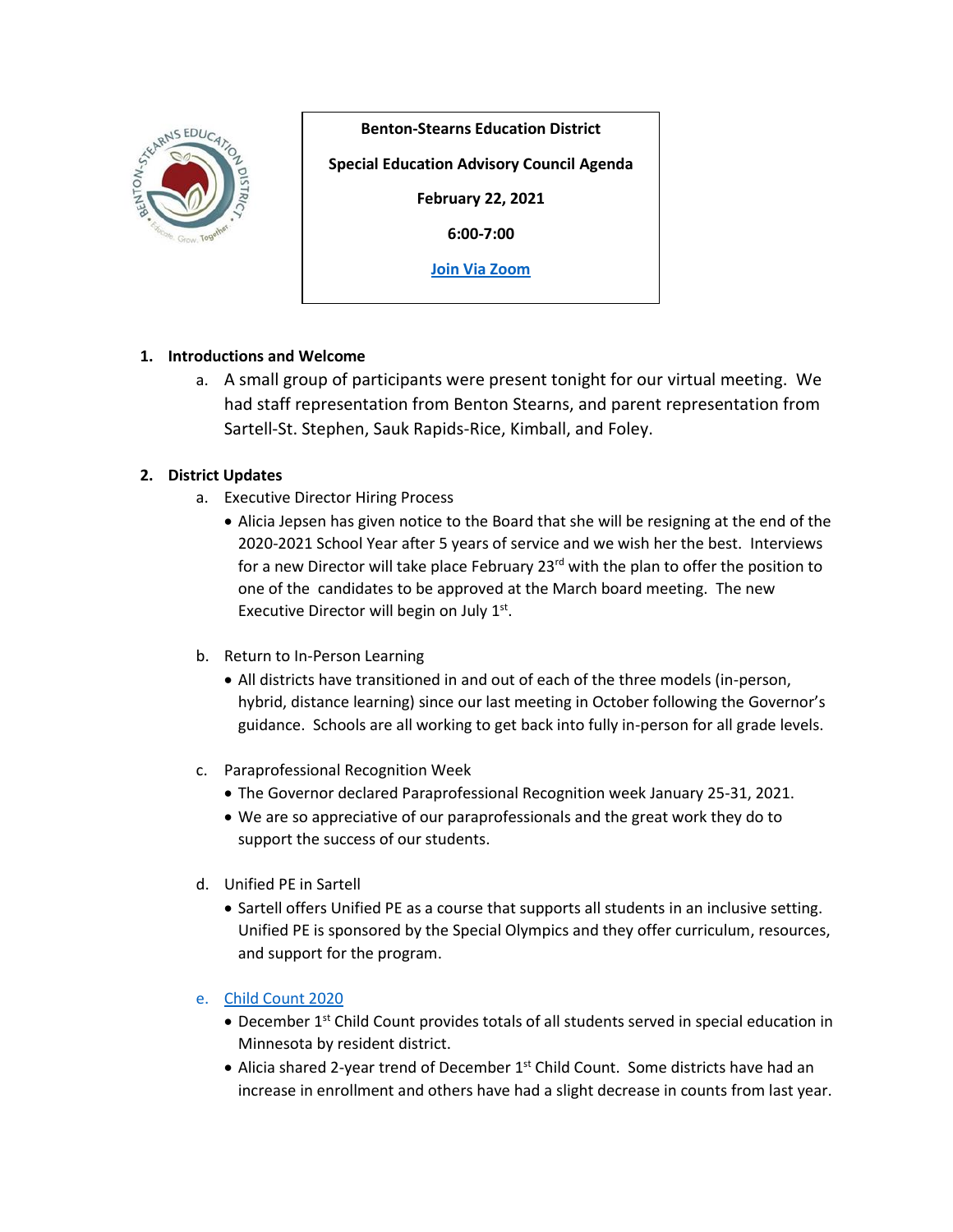**Benton-Stearns Education District**

**Special Education Advisory Council Agenda**

**February 22, 2021**

**6:00-7:00**

**[Join Via Zoom]**

1. **Introductions and Welcome**
   a. A small group of participants were present tonight for our virtual meeting. We had staff representation from Benton Stearns, and parent representation from Sartell-St. Stephen, Sauk Rapids-Rice, Kimball, and Foley.

2. **District Updates**
   a. Executive Director Hiring Process
      - Alicia Jepsen has given notice to the Board that she will be resigning at the end of the 2020-2021 School Year after 5 years of service and we wish her the best. Interviews for a new Director will take place February 23rd with the plan to offer the position to one of the candidates to be approved at the March board meeting. The new Executive Director will begin on July 1st.

   b. Return to In-Person Learning
      - All districts have transitioned in and out of each of the three models (in-person, hybrid, distance learning) since our last meeting in October following the Governor's guidance. Schools are all working to get back into fully in-person for all grade levels.

   c. Paraprofessional Recognition Week
      - The Governor declared Paraprofessional Recognition week January 25-31, 2021.
      - We are so appreciative of our paraprofessionals and the great work they do to support the success of our students.

   d. Unified PE in Sartell
      - Sartell offers Unified PE as a course that supports all students in an inclusive setting. Unified PE is sponsored by the Special Olympics and they offer curriculum, resources, and support for the program.

   e. [Child Count 2020]
      - December 1st Child Count provides totals of all students served in special education in Minnesota by resident district.
      - Alicia shared 2-year trend of December 1st Child Count. Some districts have had an increase in enrollment and others have had a slight decrease in counts from last year.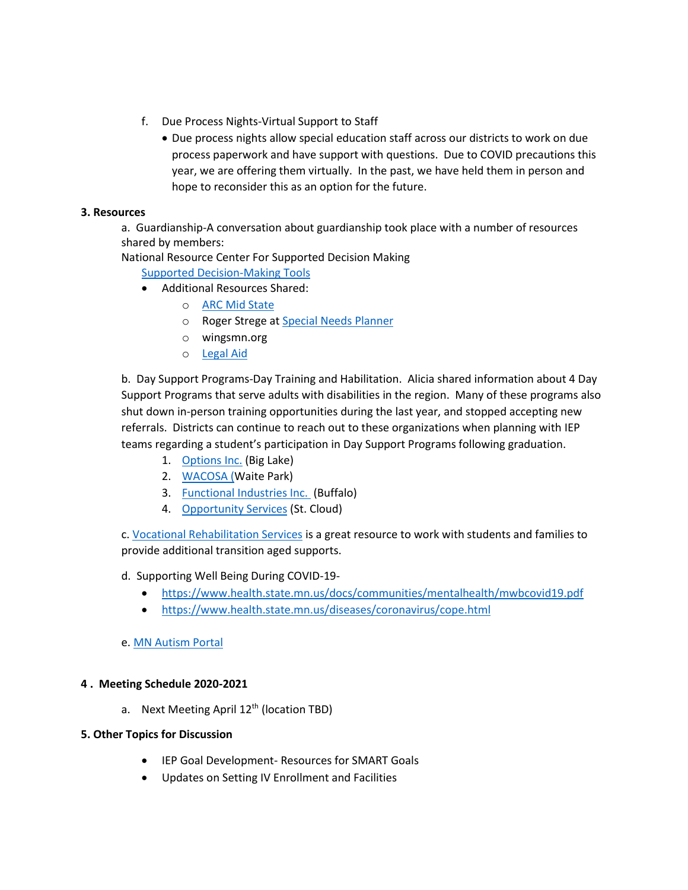f. Due Process Nights-Virtual Support to Staff

- Due process nights allow special education staff across our districts to work on due process paperwork and have support with questions. Due to COVID precautions this year, we are offering them virtually. In the past, we have held them in person and hope to reconsider this as an option for the future.

**3. Resources**

a. Guardianship-A conversation about guardianship took place with a number of resources shared by members:
National Resource Center For Supported Decision Making
Supported Decision-Making Tools

- Additional Resources Shared:
  - ARC Mid State
  - Roger Strege at Special Needs Planner
  - wingsmn.org
  - Legal Aid

b. Day Support Programs-Day Training and Habilitation. Alicia shared information about 4 Day Support Programs that serve adults with disabilities in the region. Many of these programs also shut down in-person training opportunities during the last year, and stopped accepting new referrals. Districts can continue to reach out to these organizations when planning with IEP teams regarding a student's participation in Day Support Programs following graduation.

1. Options Inc. (Big Lake)
2. WACOSA (Waite Park)
3. Functional Industries Inc. (Buffalo)
4. Opportunity Services (St. Cloud)

c. Vocational Rehabilitation Services is a great resource to work with students and families to provide additional transition aged supports.

d. Supporting Well Being During COVID-19-

- https://www.health.state.mn.us/docs/communities/mentalhealth/mwbcovid19.pdf
- https://www.health.state.mn.us/diseases/coronavirus/cope.html

e. MN Autism Portal

**4 . Meeting Schedule 2020-2021**

a. Next Meeting April 12th (location TBD)

**5. Other Topics for Discussion**

- IEP Goal Development- Resources for SMART Goals
- Updates on Setting IV Enrollment and Facilities